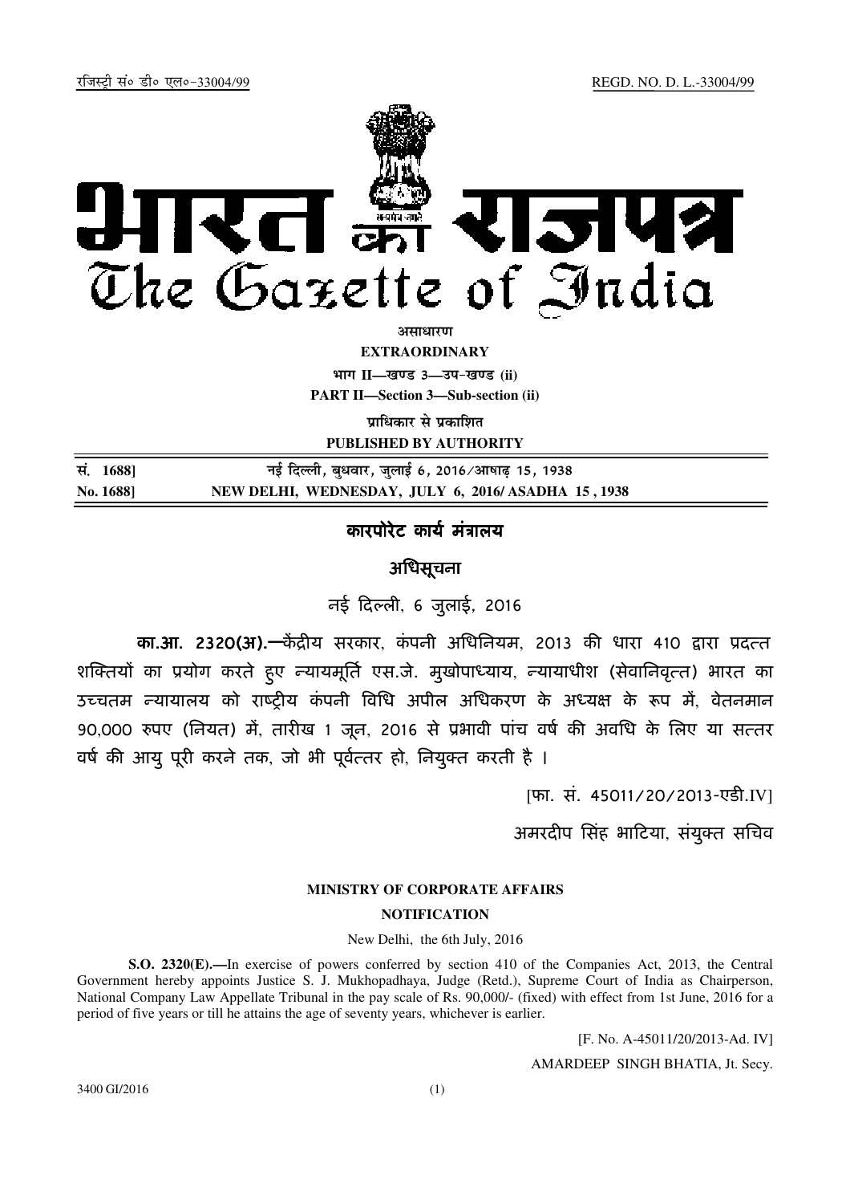रजिस्ट्री सं॰ डी॰ एल॰-33004/99 REGD. NO. D. L.-33004/99

# भारत का राजपत्र
# The Gazette of India

**असाधारण**

**EXTRAORDINARY**

**भाग II—खण्ड 3—उप-खण्ड (ii)**

**PART II—Section 3—Sub-section (ii)**

**प्राधिकार से प्रकाशित**

**PUBLISHED BY AUTHORITY**

| सं. 1688] | नई दिल्ली, बुधवार, जुलाई 6, 2016/आषाढ़ 15, 1938 |
|---|---|
| **No. 1688]** | **NEW DELHI, WEDNESDAY, JULY 6, 2016/ ASADHA 15 , 1938** |

## कारपोरेट कार्य मंत्रालय

## अधिसूचना

नई दिल्ली, 6 जुलाई, 2016

**का.आ. 2320(अ).**—केंद्रीय सरकार, कंपनी अधिनियम, 2013 की धारा 410 द्वारा प्रदत्त शक्तियों का प्रयोग करते हुए न्यायमूर्ति एस.जे. मुखोपाध्याय, न्यायाधीश (सेवानिवृत्त) भारत का उच्चतम न्यायालय को राष्ट्रीय कंपनी विधि अपील अधिकरण के अध्यक्ष के रूप में, वेतनमान 90,000 रुपए (नियत) में, तारीख 1 जून, 2016 से प्रभावी पांच वर्ष की अवधि के लिए या सत्तर वर्ष की आयु पूरी करने तक, जो भी पूर्वत्तर हो, नियुक्त करती है ।

[फा. सं. 45011/20/2013-एडी.IV]

अमरदीप सिंह भाटिया, संयुक्त सचिव

## MINISTRY OF CORPORATE AFFAIRS

## NOTIFICATION

New Delhi, the 6th July, 2016

**S.O. 2320(E).**—In exercise of powers conferred by section 410 of the Companies Act, 2013, the Central Government hereby appoints Justice S. J. Mukhopadhaya, Judge (Retd.), Supreme Court of India as Chairperson, National Company Law Appellate Tribunal in the pay scale of Rs. 90,000/- (fixed) with effect from 1st June, 2016 for a period of five years or till he attains the age of seventy years, whichever is earlier.

[F. No. A-45011/20/2013-Ad. IV]

AMARDEEP SINGH BHATIA, Jt. Secy.

3400 GI/2016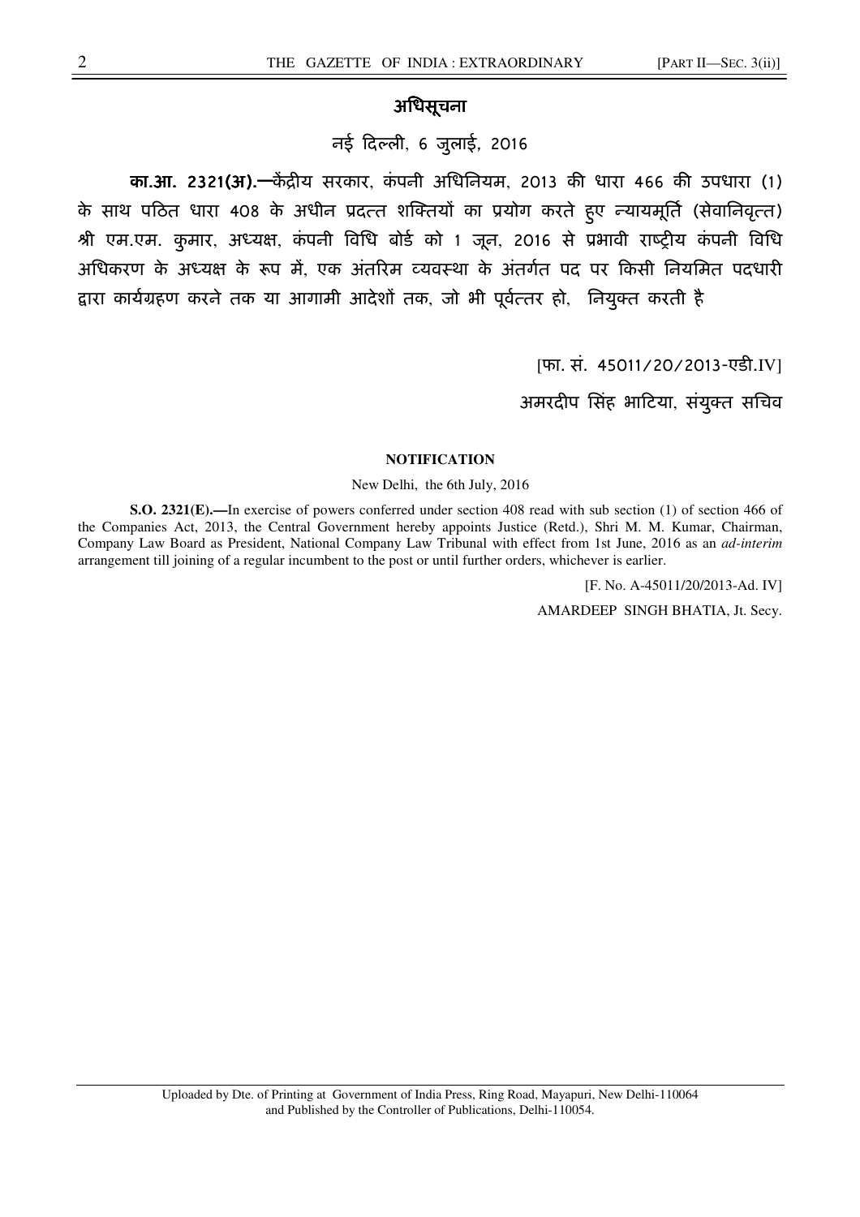## अधिसूचना

नई दिल्ली, 6 जुलाई, 2016

**का.आ. 2321(अ).**—केंद्रीय सरकार, कंपनी अधिनियम, 2013 की धारा 466 की उपधारा (1) के साथ पठित धारा 408 के अधीन प्रदत्त शक्तियों का प्रयोग करते हुए न्यायमूर्ति (सेवानिवृत्त) श्री एम.एम. कुमार, अध्यक्ष, कंपनी विधि बोर्ड को 1 जून, 2016 से प्रभावी राष्ट्रीय कंपनी विधि अधिकरण के अध्यक्ष के रूप में, एक अंतरिम व्यवस्था के अंतर्गत पद पर किसी नियमित पदधारी द्वारा कार्यग्रहण करने तक या आगामी आदेशों तक, जो भी पूर्वत्तर हो, नियुक्त करती है

[फा. सं. 45011/20/2013-एडी.IV]

अमरदीप सिंह भाटिया, संयुक्त सचिव

## NOTIFICATION

New Delhi, the 6th July, 2016

**S.O. 2321(E).**—In exercise of powers conferred under section 408 read with sub section (1) of section 466 of the Companies Act, 2013, the Central Government hereby appoints Justice (Retd.), Shri M. M. Kumar, Chairman, Company Law Board as President, National Company Law Tribunal with effect from 1st June, 2016 as an *ad-interim* arrangement till joining of a regular incumbent to the post or until further orders, whichever is earlier.

[F. No. A-45011/20/2013-Ad. IV]

AMARDEEP SINGH BHATIA, Jt. Secy.

Uploaded by Dte. of Printing at Government of India Press, Ring Road, Mayapuri, New Delhi-110064 and Published by the Controller of Publications, Delhi-110054.